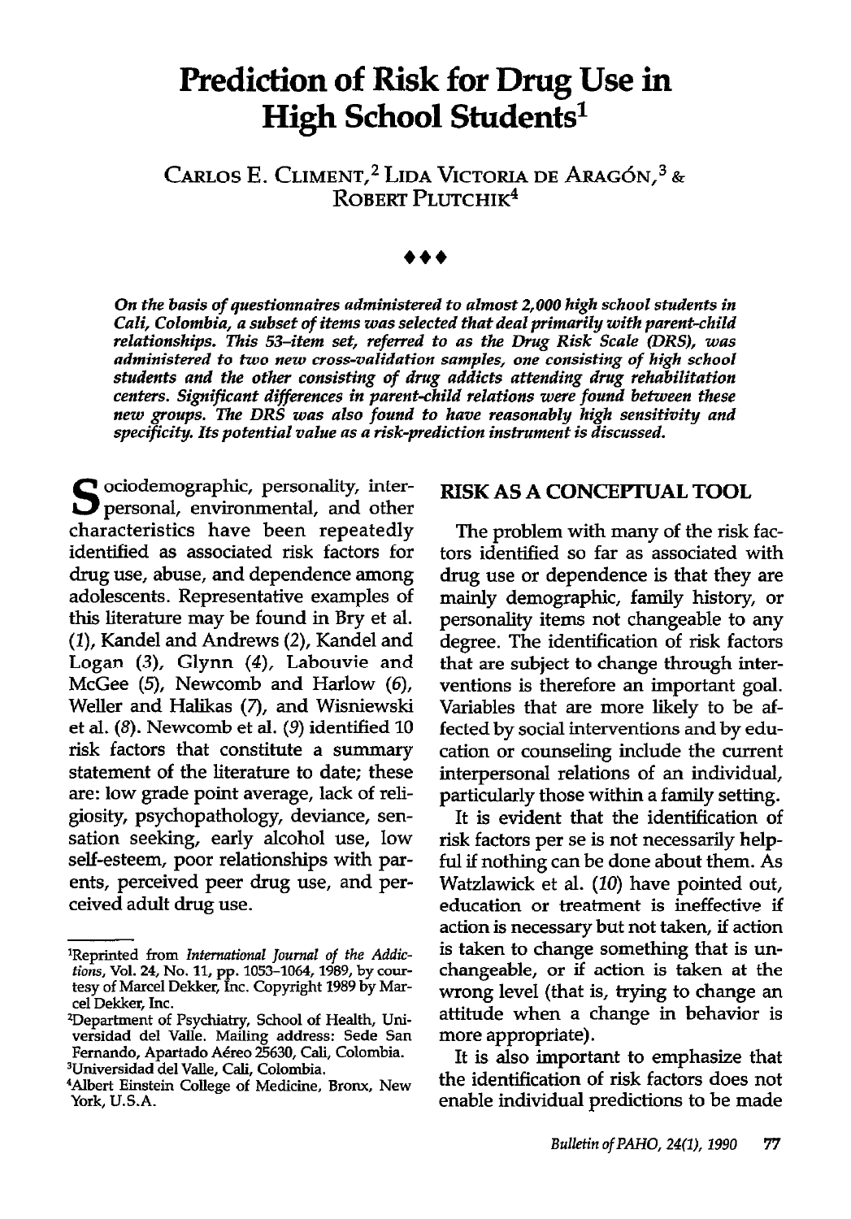# Prediction of Risk for Drug Use in High School Students[1]

CARLOS E. CLIMENT,[2] LIDA VICTORIA DE ARAGÓN,[3] & ROBERT PLUTCHIK[4]

♦♦♦

***On the basis of questionnaires administered to almost 2,000 high school students in Cali, Colombia, a subset of items was selected that deal primarily with parent-child relationships. This 53-item set, referred to as the Drug Risk Scale (DRS), was administered to two new cross-validation samples, one consisting of high school students and the other consisting of drug addicts attending drug rehabilitation centers. Significant differences in parent-child relations were found between these new groups. The DRS was also found to have reasonably high sensitivity and specificity. Its potential value as a risk-prediction instrument is discussed.***

Sociodemographic, personality, interpersonal, environmental, and other characteristics have been repeatedly identified as associated risk factors for drug use, abuse, and dependence among adolescents. Representative examples of this literature may be found in Bry et al. (*1*), Kandel and Andrews (*2*), Kandel and Logan (*3*), Glynn (*4*), Labouvie and McGee (*5*), Newcomb and Harlow (*6*), Weller and Halikas (*7*), and Wisniewski et al. (*8*). Newcomb et al. (*9*) identified 10 risk factors that constitute a summary statement of the literature to date; these are: low grade point average, lack of religiosity, psychopathology, deviance, sensation seeking, early alcohol use, low self-esteem, poor relationships with parents, perceived peer drug use, and perceived adult drug use.

## RISK AS A CONCEPTUAL TOOL

The problem with many of the risk factors identified so far as associated with drug use or dependence is that they are mainly demographic, family history, or personality items not changeable to any degree. The identification of risk factors that are subject to change through interventions is therefore an important goal. Variables that are more likely to be affected by social interventions and by education or counseling include the current interpersonal relations of an individual, particularly those within a family setting.

It is evident that the identification of risk factors per se is not necessarily helpful if nothing can be done about them. As Watzlawick et al. (*10*) have pointed out, education or treatment is ineffective if action is necessary but not taken, if action is taken to change something that is unchangeable, or if action is taken at the wrong level (that is, trying to change an attitude when a change in behavior is more appropriate).

It is also important to emphasize that the identification of risk factors does not enable individual predictions to be made

---

[1]Reprinted from *International Journal of the Addictions*, Vol. 24, No. 11, pp. 1053–1064, 1989, by courtesy of Marcel Dekker, Inc. Copyright 1989 by Marcel Dekker, Inc.

[2]Department of Psychiatry, School of Health, Universidad del Valle. Mailing address: Sede San Fernando, Apartado Aéreo 25630, Cali, Colombia.

[3]Universidad del Valle, Cali, Colombia.

[4]Albert Einstein College of Medicine, Bronx, New York, U.S.A.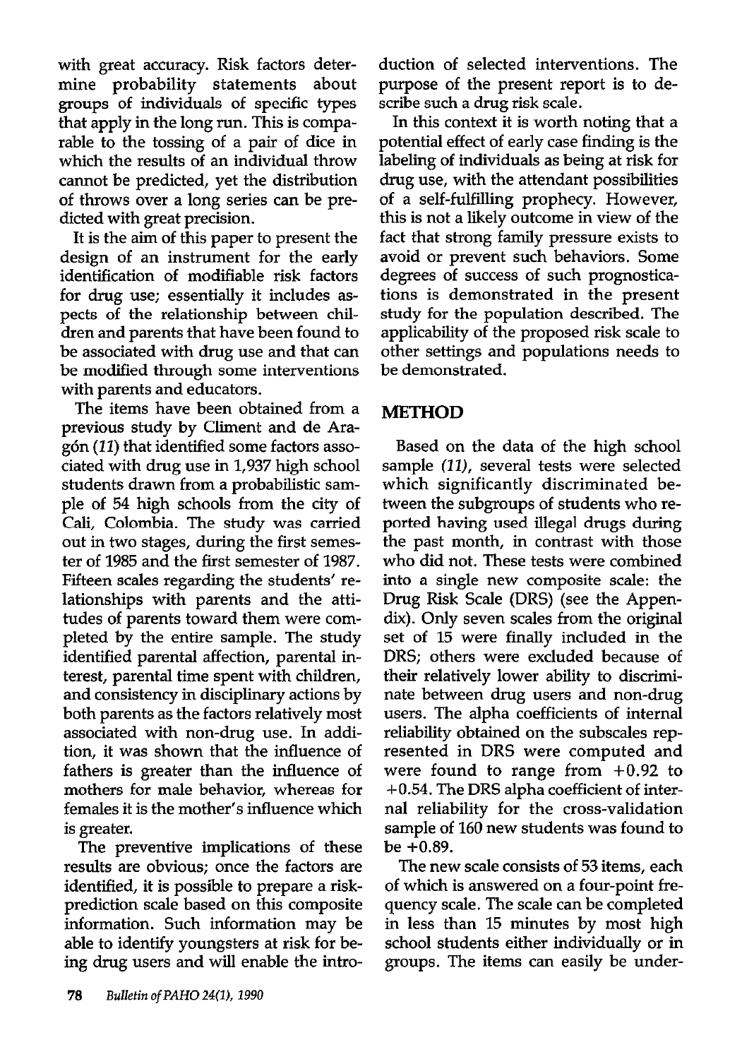with great accuracy. Risk factors determine probability statements about groups of individuals of specific types that apply in the long run. This is comparable to the tossing of a pair of dice in which the results of an individual throw cannot be predicted, yet the distribution of throws over a long series can be predicted with great precision.

It is the aim of this paper to present the design of an instrument for the early identification of modifiable risk factors for drug use; essentially it includes aspects of the relationship between children and parents that have been found to be associated with drug use and that can be modified through some interventions with parents and educators.

The items have been obtained from a previous study by Climent and de Aragón *(11)* that identified some factors associated with drug use in 1,937 high school students drawn from a probabilistic sample of 54 high schools from the city of Cali, Colombia. The study was carried out in two stages, during the first semester of 1985 and the first semester of 1987. Fifteen scales regarding the students' relationships with parents and the attitudes of parents toward them were completed by the entire sample. The study identified parental affection, parental interest, parental time spent with children, and consistency in disciplinary actions by both parents as the factors relatively most associated with non-drug use. In addition, it was shown that the influence of fathers is greater than the influence of mothers for male behavior, whereas for females it is the mother's influence which is greater.

The preventive implications of these results are obvious; once the factors are identified, it is possible to prepare a risk-prediction scale based on this composite information. Such information may be able to identify youngsters at risk for being drug users and will enable the introduction of selected interventions. The purpose of the present report is to describe such a drug risk scale.

In this context it is worth noting that a potential effect of early case finding is the labeling of individuals as being at risk for drug use, with the attendant possibilities of a self-fulfilling prophecy. However, this is not a likely outcome in view of the fact that strong family pressure exists to avoid or prevent such behaviors. Some degrees of success of such prognostications is demonstrated in the present study for the population described. The applicability of the proposed risk scale to other settings and populations needs to be demonstrated.

## METHOD

Based on the data of the high school sample *(11)*, several tests were selected which significantly discriminated between the subgroups of students who reported having used illegal drugs during the past month, in contrast with those who did not. These tests were combined into a single new composite scale: the Drug Risk Scale (DRS) (see the Appendix). Only seven scales from the original set of 15 were finally included in the DRS; others were excluded because of their relatively lower ability to discriminate between drug users and non-drug users. The alpha coefficients of internal reliability obtained on the subscales represented in DRS were computed and were found to range from +0.92 to +0.54. The DRS alpha coefficient of internal reliability for the cross-validation sample of 160 new students was found to be +0.89.

The new scale consists of 53 items, each of which is answered on a four-point frequency scale. The scale can be completed in less than 15 minutes by most high school students either individually or in groups. The items can easily be under-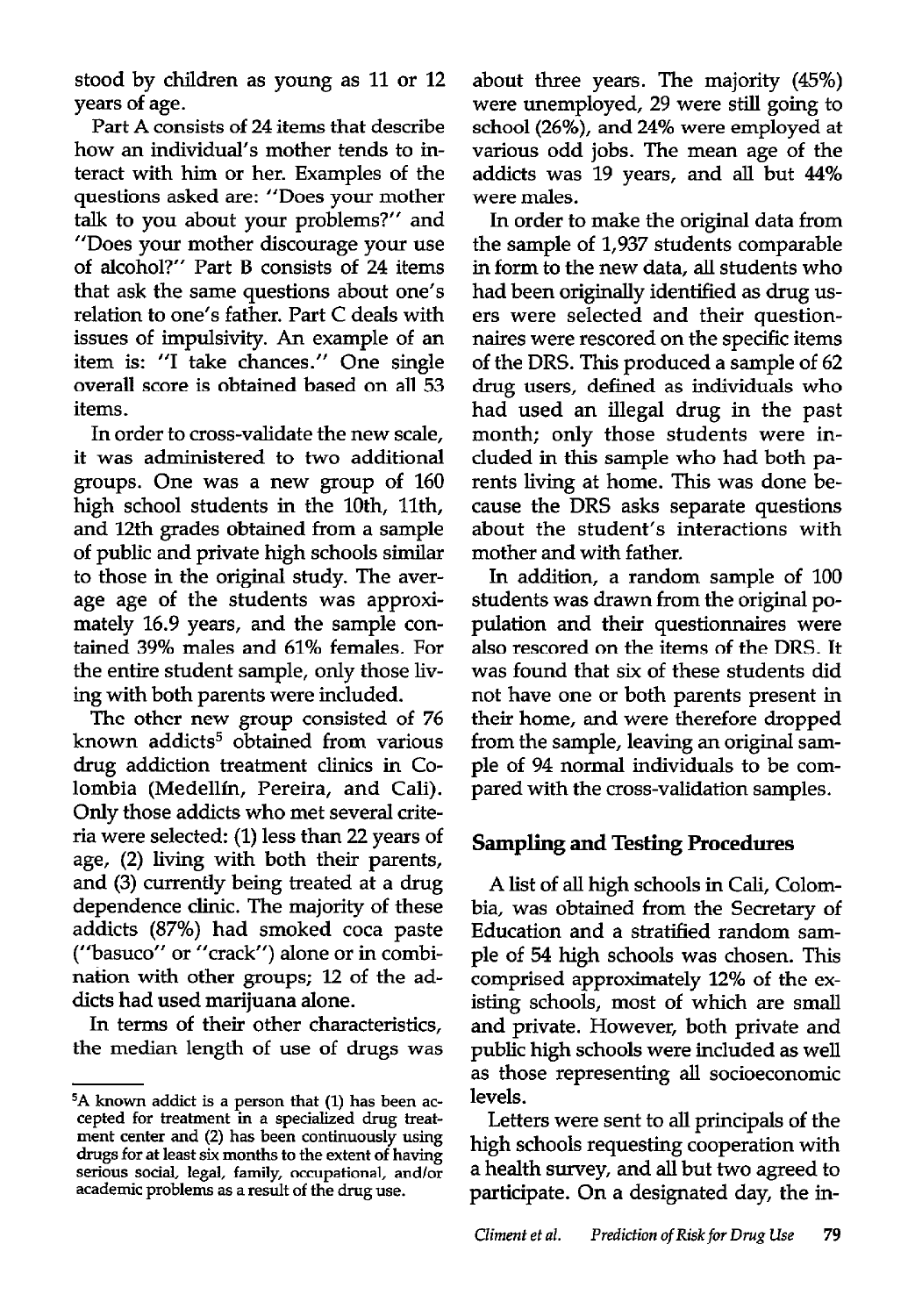stood by children as young as 11 or 12 years of age.

Part A consists of 24 items that describe how an individual's mother tends to interact with him or her. Examples of the questions asked are: "Does your mother talk to you about your problems?" and "Does your mother discourage your use of alcohol?" Part B consists of 24 items that ask the same questions about one's relation to one's father. Part C deals with issues of impulsivity. An example of an item is: "I take chances." One single overall score is obtained based on all 53 items.

In order to cross-validate the new scale, it was administered to two additional groups. One was a new group of 160 high school students in the 10th, 11th, and 12th grades obtained from a sample of public and private high schools similar to those in the original study. The average age of the students was approximately 16.9 years, and the sample contained 39% males and 61% females. For the entire student sample, only those living with both parents were included.

The other new group consisted of 76 known addicts[5] obtained from various drug addiction treatment clinics in Colombia (Medellín, Pereira, and Cali). Only those addicts who met several criteria were selected: (1) less than 22 years of age, (2) living with both their parents, and (3) currently being treated at a drug dependence clinic. The majority of these addicts (87%) had smoked coca paste ("basuco" or "crack") alone or in combination with other groups; 12 of the addicts had used marijuana alone.

In terms of their other characteristics, the median length of use of drugs was about three years. The majority (45%) were unemployed, 29 were still going to school (26%), and 24% were employed at various odd jobs. The mean age of the addicts was 19 years, and all but 44% were males.

In order to make the original data from the sample of 1,937 students comparable in form to the new data, all students who had been originally identified as drug users were selected and their questionnaires were rescored on the specific items of the DRS. This produced a sample of 62 drug users, defined as individuals who had used an illegal drug in the past month; only those students were included in this sample who had both parents living at home. This was done because the DRS asks separate questions about the student's interactions with mother and with father.

In addition, a random sample of 100 students was drawn from the original population and their questionnaires were also rescored on the items of the DRS. It was found that six of these students did not have one or both parents present in their home, and were therefore dropped from the sample, leaving an original sample of 94 normal individuals to be compared with the cross-validation samples.

## Sampling and Testing Procedures

A list of all high schools in Cali, Colombia, was obtained from the Secretary of Education and a stratified random sample of 54 high schools was chosen. This comprised approximately 12% of the existing schools, most of which are small and private. However, both private and public high schools were included as well as those representing all socioeconomic levels.

Letters were sent to all principals of the high schools requesting cooperation with a health survey, and all but two agreed to participate. On a designated day, the in-

[5] A known addict is a person that (1) has been accepted for treatment in a specialized drug treatment center and (2) has been continuously using drugs for at least six months to the extent of having serious social, legal, family, occupational, and/or academic problems as a result of the drug use.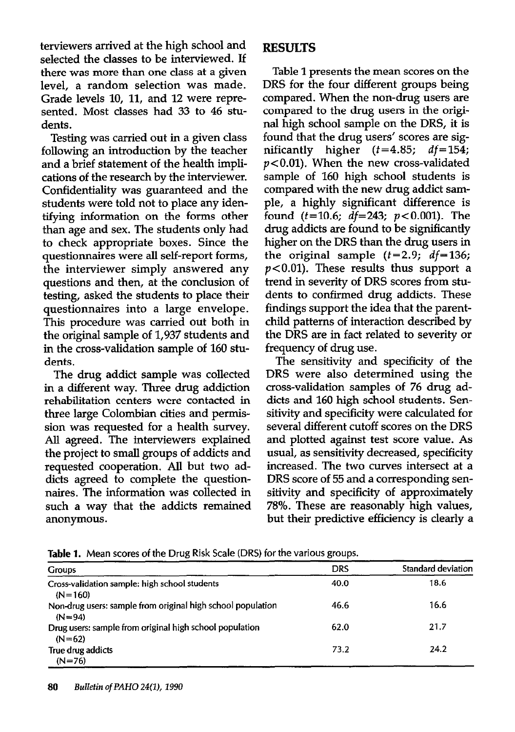terviewers arrived at the high school and selected the classes to be interviewed. If there was more than one class at a given level, a random selection was made. Grade levels 10, 11, and 12 were represented. Most classes had 33 to 46 students.

Testing was carried out in a given class following an introduction by the teacher and a brief statement of the health implications of the research by the interviewer. Confidentiality was guaranteed and the students were told not to place any identifying information on the forms other than age and sex. The students only had to check appropriate boxes. Since the questionnaires were all self-report forms, the interviewer simply answered any questions and then, at the conclusion of testing, asked the students to place their questionnaires into a large envelope. This procedure was carried out both in the original sample of 1,937 students and in the cross-validation sample of 160 students.

The drug addict sample was collected in a different way. Three drug addiction rehabilitation centers were contacted in three large Colombian cities and permission was requested for a health survey. All agreed. The interviewers explained the project to small groups of addicts and requested cooperation. All but two addicts agreed to complete the questionnaires. The information was collected in such a way that the addicts remained anonymous.

## RESULTS

Table 1 presents the mean scores on the DRS for the four different groups being compared. When the non-drug users are compared to the drug users in the original high school sample on the DRS, it is found that the drug users' scores are significantly higher ($t=4.85$; $df=154$; $p<0.01$). When the new cross-validated sample of 160 high school students is compared with the new drug addict sample, a highly significant difference is found ($t=10.6$; $df=243$; $p<0.001$). The drug addicts are found to be significantly higher on the DRS than the drug users in the original sample ($t=2.9$; $df=136$; $p<0.01$). These results thus support a trend in severity of DRS scores from students to confirmed drug addicts. These findings support the idea that the parent-child patterns of interaction described by the DRS are in fact related to severity or frequency of drug use.

The sensitivity and specificity of the DRS were also determined using the cross-validation samples of 76 drug addicts and 160 high school students. Sensitivity and specificity were calculated for several different cutoff scores on the DRS and plotted against test score value. As usual, as sensitivity decreased, specificity increased. The two curves intersect at a DRS score of 55 and a corresponding sensitivity and specificity of approximately 78%. These are reasonably high values, but their predictive efficiency is clearly a

**Table 1.** Mean scores of the Drug Risk Scale (DRS) for the various groups.

| Groups | DRS | Standard deviation |
|---|---|---|
| Cross-validation sample: high school students (N=160) | 40.0 | 18.6 |
| Non-drug users: sample from original high school population (N=94) | 46.6 | 16.6 |
| Drug users: sample from original high school population (N=62) | 62.0 | 21.7 |
| True drug addicts (N=76) | 73.2 | 24.2 |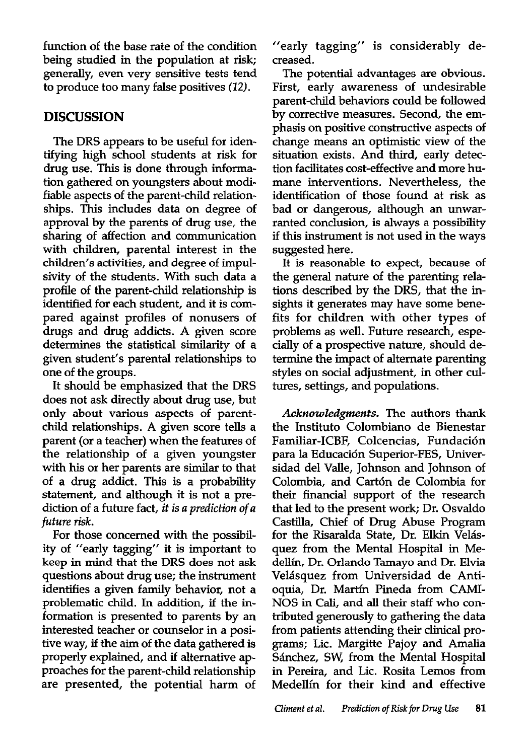function of the base rate of the condition being studied in the population at risk; generally, even very sensitive tests tend to produce too many false positives *(12)*.

## DISCUSSION

The DRS appears to be useful for identifying high school students at risk for drug use. This is done through information gathered on youngsters about modifiable aspects of the parent-child relationships. This includes data on degree of approval by the parents of drug use, the sharing of affection and communication with children, parental interest in the children's activities, and degree of impulsivity of the students. With such data a profile of the parent-child relationship is identified for each student, and it is compared against profiles of nonusers of drugs and drug addicts. A given score determines the statistical similarity of a given student's parental relationships to one of the groups.

It should be emphasized that the DRS does not ask directly about drug use, but only about various aspects of parent-child relationships. A given score tells a parent (or a teacher) when the features of the relationship of a given youngster with his or her parents are similar to that of a drug addict. This is a probability statement, and although it is not a prediction of a future fact, *it is a prediction of a future risk*.

For those concerned with the possibility of "early tagging" it is important to keep in mind that the DRS does not ask questions about drug use; the instrument identifies a given family behavior, not a problematic child. In addition, if the information is presented to parents by an interested teacher or counselor in a positive way, if the aim of the data gathered is properly explained, and if alternative approaches for the parent-child relationship are presented, the potential harm of "early tagging" is considerably decreased.

The potential advantages are obvious. First, early awareness of undesirable parent-child behaviors could be followed by corrective measures. Second, the emphasis on positive constructive aspects of change means an optimistic view of the situation exists. And third, early detection facilitates cost-effective and more humane interventions. Nevertheless, the identification of those found at risk as bad or dangerous, although an unwarranted conclusion, is always a possibility if this instrument is not used in the ways suggested here.

It is reasonable to expect, because of the general nature of the parenting relations described by the DRS, that the insights it generates may have some benefits for children with other types of problems as well. Future research, especially of a prospective nature, should determine the impact of alternate parenting styles on social adjustment, in other cultures, settings, and populations.

***Acknowledgments.*** The authors thank the Instituto Colombiano de Bienestar Familiar-ICBF, Colcencias, Fundación para la Educación Superior-FES, Universidad del Valle, Johnson and Johnson of Colombia, and Cartón de Colombia for their financial support of the research that led to the present work; Dr. Osvaldo Castilla, Chief of Drug Abuse Program for the Risaralda State, Dr. Elkin Velásquez from the Mental Hospital in Medellín, Dr. Orlando Tamayo and Dr. Elvia Velásquez from Universidad de Antioquia, Dr. Martín Pineda from CAMINOS in Cali, and all their staff who contributed generously to gathering the data from patients attending their clinical programs; Lic. Margitte Pajoy and Amalia Sánchez, SW, from the Mental Hospital in Pereira, and Lic. Rosita Lemos from Medellín for their kind and effective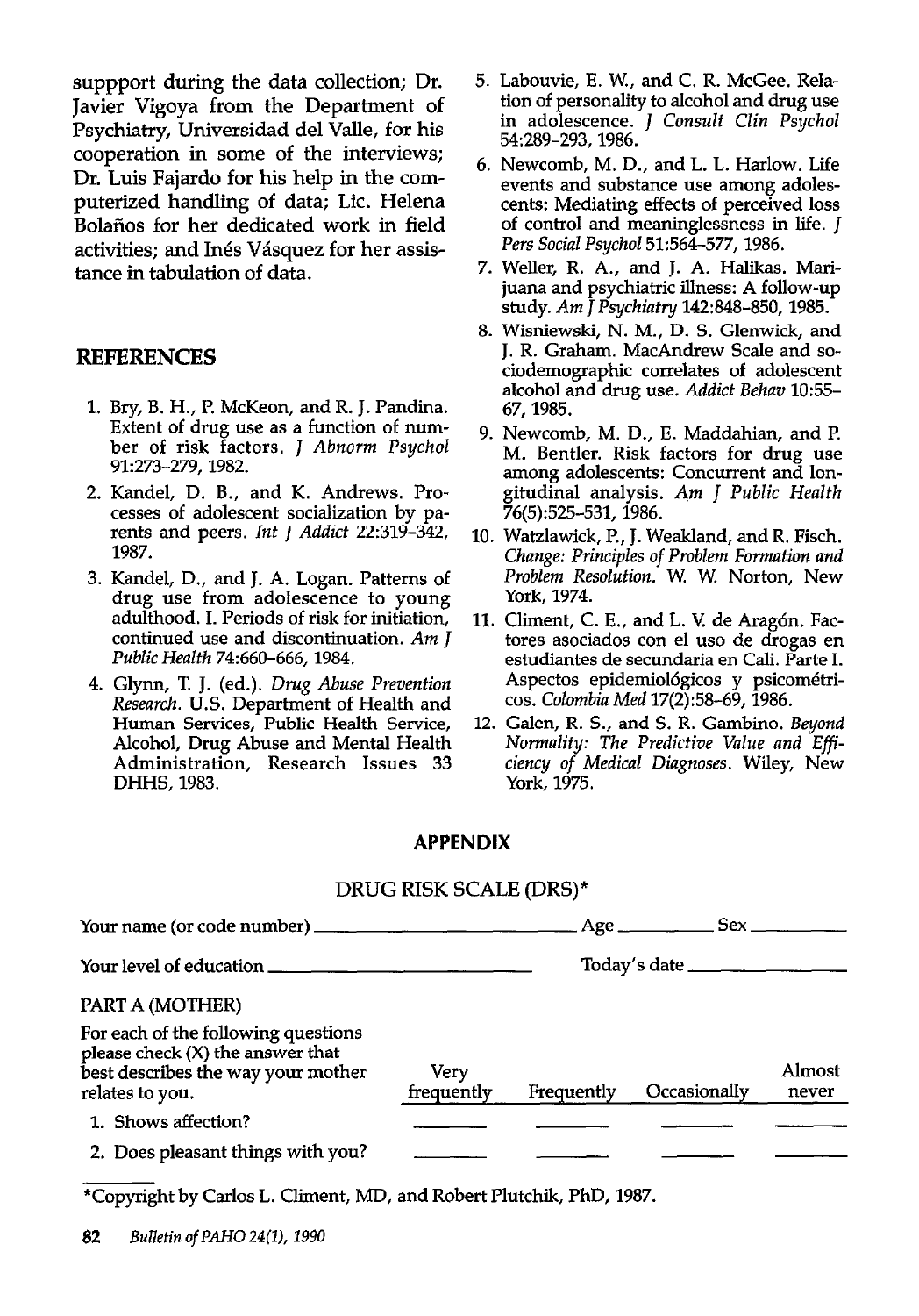suppport during the data collection; Dr. Javier Vigoya from the Department of Psychiatry, Universidad del Valle, for his cooperation in some of the interviews; Dr. Luis Fajardo for his help in the computerized handling of data; Lic. Helena Bolaños for her dedicated work in field activities; and Inés Vásquez for her assistance in tabulation of data.

## REFERENCES

1. Bry, B. H., P. McKeon, and R. J. Pandina. Extent of drug use as a function of number of risk factors. *J Abnorm Psychol* 91:273–279, 1982.
2. Kandel, D. B., and K. Andrews. Processes of adolescent socialization by parents and peers. *Int J Addict* 22:319–342, 1987.
3. Kandel, D., and J. A. Logan. Patterns of drug use from adolescence to young adulthood. I. Periods of risk for initiation, continued use and discontinuation. *Am J Public Health* 74:660–666, 1984.
4. Glynn, T. J. (ed.). *Drug Abuse Prevention Research*. U.S. Department of Health and Human Services, Public Health Service, Alcohol, Drug Abuse and Mental Health Administration, Research Issues 33 DHHS, 1983.
5. Labouvie, E. W., and C. R. McGee. Relation of personality to alcohol and drug use in adolescence. *J Consult Clin Psychol* 54:289–293, 1986.
6. Newcomb, M. D., and L. L. Harlow. Life events and substance use among adolescents: Mediating effects of perceived loss of control and meaninglessness in life. *J Pers Social Psychol* 51:564–577, 1986.
7. Weller, R. A., and J. A. Halikas. Marijuana and psychiatric illness: A follow-up study. *Am J Psychiatry* 142:848–850, 1985.
8. Wisniewski, N. M., D. S. Glenwick, and J. R. Graham. MacAndrew Scale and sociodemographic correlates of adolescent alcohol and drug use. *Addict Behav* 10:55–67, 1985.
9. Newcomb, M. D., E. Maddahian, and P. M. Bentler. Risk factors for drug use among adolescents: Concurrent and longitudinal analysis. *Am J Public Health* 76(5):525–531, 1986.
10. Watzlawick, P., J. Weakland, and R. Fisch. *Change: Principles of Problem Formation and Problem Resolution*. W. W. Norton, New York, 1974.
11. Climent, C. E., and L. V. de Aragón. Factores asociados con el uso de drogas en estudiantes de secundaria en Cali. Parte I. Aspectos epidemiológicos y psicométricos. *Colombia Med* 17(2):58–69, 1986.
12. Galen, R. S., and S. R. Gambino. *Beyond Normality: The Predictive Value and Efficiency of Medical Diagnoses*. Wiley, New York, 1975.

## APPENDIX

### DRUG RISK SCALE (DRS)*

Your name (or code number) ____________________ Age ________ Sex ________

Your level of education ____________________ Today's date ____________

PART A (MOTHER)

| For each of the following questions please check (X) the answer that best describes the way your mother relates to you. | Very frequently | Frequently | Occasionally | Almost never |
|---|---|---|---|---|
| 1. Shows affection? | ____ | ____ | ____ | ____ |
| 2. Does pleasant things with you? | ____ | ____ | ____ | ____ |

*Copyright by Carlos L. Climent, MD, and Robert Plutchik, PhD, 1987.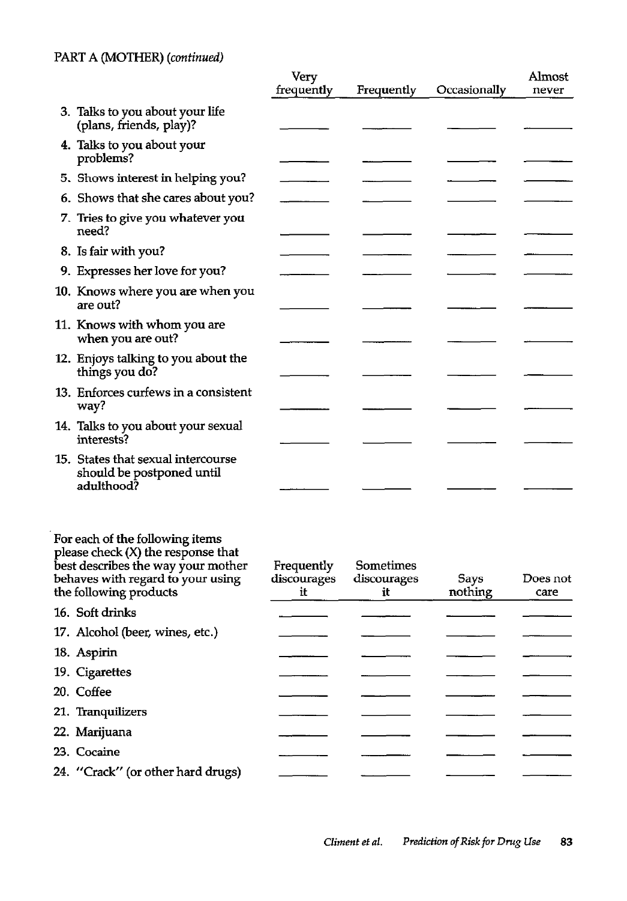PART A (MOTHER) *(continued)*

| | Very frequently | Frequently | Occasionally | Almost never |
|---|---|---|---|---|
| 3. Talks to you about your life (plans, friends, play)? | ______ | ______ | ______ | ______ |
| 4. Talks to you about your problems? | ______ | ______ | ______ | ______ |
| 5. Shows interest in helping you? | ______ | ______ | ______ | ______ |
| 6. Shows that she cares about you? | ______ | ______ | ______ | ______ |
| 7. Tries to give you whatever you need? | ______ | ______ | ______ | ______ |
| 8. Is fair with you? | ______ | ______ | ______ | ______ |
| 9. Expresses her love for you? | ______ | ______ | ______ | ______ |
| 10. Knows where you are when you are out? | ______ | ______ | ______ | ______ |
| 11. Knows with whom you are when you are out? | ______ | ______ | ______ | ______ |
| 12. Enjoys talking to you about the things you do? | ______ | ______ | ______ | ______ |
| 13. Enforces curfews in a consistent way? | ______ | ______ | ______ | ______ |
| 14. Talks to you about your sexual interests? | ______ | ______ | ______ | ______ |
| 15. States that sexual intercourse should be postponed until adulthood? | ______ | ______ | ______ | ______ |

| For each of the following items please check (X) the response that best describes the way your mother behaves with regard to your using the following products | Frequently discourages it | Sometimes discourages it | Says nothing | Does not care |
|---|---|---|---|---|
| 16. Soft drinks | ______ | ______ | ______ | ______ |
| 17. Alcohol (beer, wines, etc.) | ______ | ______ | ______ | ______ |
| 18. Aspirin | ______ | ______ | ______ | ______ |
| 19. Cigarettes | ______ | ______ | ______ | ______ |
| 20. Coffee | ______ | ______ | ______ | ______ |
| 21. Tranquilizers | ______ | ______ | ______ | ______ |
| 22. Marijuana | ______ | ______ | ______ | ______ |
| 23. Cocaine | ______ | ______ | ______ | ______ |
| 24. "Crack" (or other hard drugs) | ______ | ______ | ______ | ______ |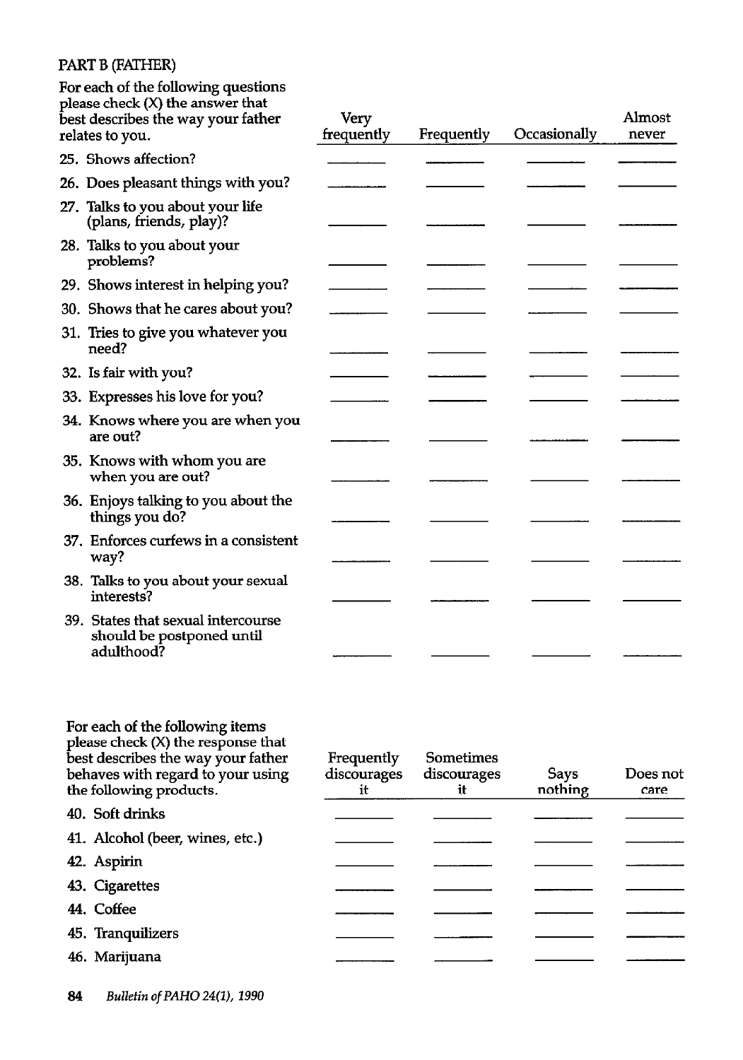PART B (FATHER)

| For each of the following questions please check (X) the answer that best describes the way your father relates to you. | Very frequently | Frequently | Occasionally | Almost never |
|---|---|---|---|---|
| 25. Shows affection? | ______ | ______ | ______ | ______ |
| 26. Does pleasant things with you? | ______ | ______ | ______ | ______ |
| 27. Talks to you about your life (plans, friends, play)? | ______ | ______ | ______ | ______ |
| 28. Talks to you about your problems? | ______ | ______ | ______ | ______ |
| 29. Shows interest in helping you? | ______ | ______ | ______ | ______ |
| 30. Shows that he cares about you? | ______ | ______ | ______ | ______ |
| 31. Tries to give you whatever you need? | ______ | ______ | ______ | ______ |
| 32. Is fair with you? | ______ | ______ | ______ | ______ |
| 33. Expresses his love for you? | ______ | ______ | ______ | ______ |
| 34. Knows where you are when you are out? | ______ | ______ | ______ | ______ |
| 35. Knows with whom you are when you are out? | ______ | ______ | ______ | ______ |
| 36. Enjoys talking to you about the things you do? | ______ | ______ | ______ | ______ |
| 37. Enforces curfews in a consistent way? | ______ | ______ | ______ | ______ |
| 38. Talks to you about your sexual interests? | ______ | ______ | ______ | ______ |
| 39. States that sexual intercourse should be postponed until adulthood? | ______ | ______ | ______ | ______ |

| For each of the following items please check (X) the response that best describes the way your father behaves with regard to your using the following products. | Frequently discourages it | Sometimes discourages it | Says nothing | Does not care |
|---|---|---|---|---|
| 40. Soft drinks | ______ | ______ | ______ | ______ |
| 41. Alcohol (beer, wines, etc.) | ______ | ______ | ______ | ______ |
| 42. Aspirin | ______ | ______ | ______ | ______ |
| 43. Cigarettes | ______ | ______ | ______ | ______ |
| 44. Coffee | ______ | ______ | ______ | ______ |
| 45. Tranquilizers | ______ | ______ | ______ | ______ |
| 46. Marijuana | ______ | ______ | ______ | ______ |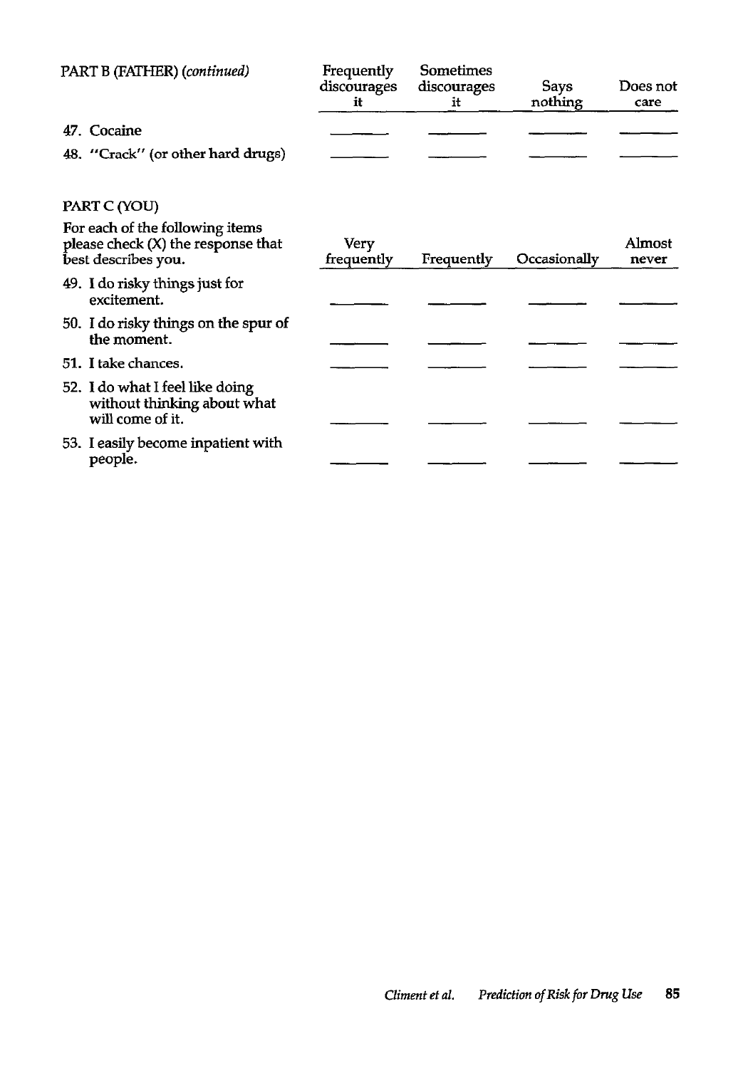| PART B (FATHER) *(continued)* | Frequently discourages it | Sometimes discourages it | Says nothing | Does not care |
|---|---|---|---|---|
| 47. Cocaine | ______ | ______ | ______ | ______ |
| 48. "Crack" (or other hard drugs) | ______ | ______ | ______ | ______ |

PART C (YOU)

| For each of the following items please check (X) the response that best describes you. | Very frequently | Frequently | Occasionally | Almost never |
|---|---|---|---|---|
| 49. I do risky things just for excitement. | ______ | ______ | ______ | ______ |
| 50. I do risky things on the spur of the moment. | ______ | ______ | ______ | ______ |
| 51. I take chances. | ______ | ______ | ______ | ______ |
| 52. I do what I feel like doing without thinking about what will come of it. | ______ | ______ | ______ | ______ |
| 53. I easily become inpatient with people. | ______ | ______ | ______ | ______ |